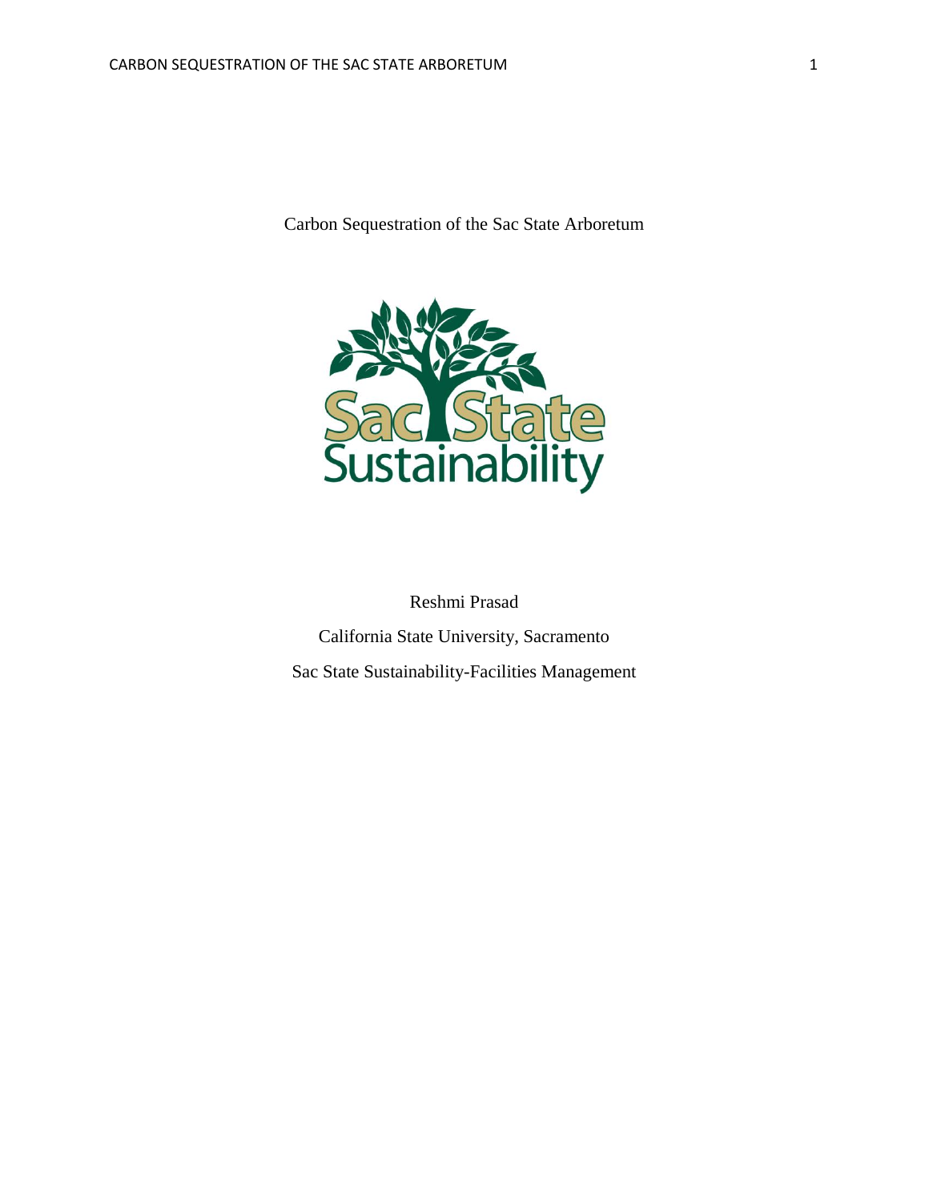# Carbon Sequestration of the Sac State Arboretum

Reshmi Prasad

California State University, Sacramento

Sac State Sustainability-Facilities Management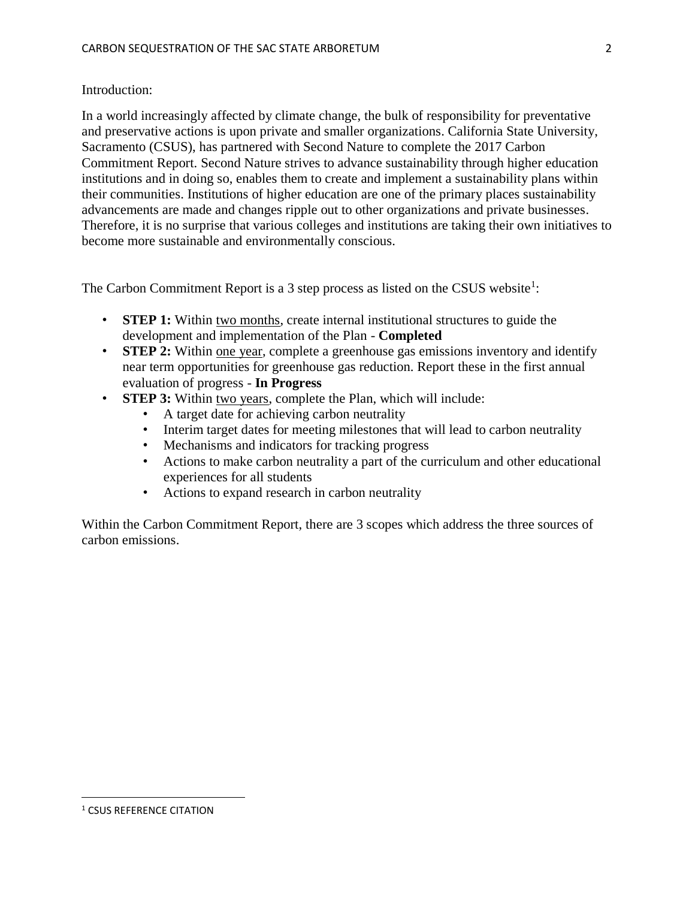Introduction:

In a world increasingly affected by climate change, the bulk of responsibility for preventative and preservative actions is upon private and smaller organizations. California State University, Sacramento (CSUS), has partnered with Second Nature to complete the 2017 Carbon Commitment Report. Second Nature strives to advance sustainability through higher education institutions and in doing so, enables them to create and implement a sustainability plans within their communities. Institutions of higher education are one of the primary places sustainability advancements are made and changes ripple out to other organizations and private businesses. Therefore, it is no surprise that various colleges and institutions are taking their own initiatives to become more sustainable and environmentally conscious.

The Carbon Commitment Report is a 3 step process as listed on the CSUS website[1]:

- **STEP 1:** Within two months, create internal institutional structures to guide the development and implementation of the Plan - **Completed**
- **STEP 2:** Within one year, complete a greenhouse gas emissions inventory and identify near term opportunities for greenhouse gas reduction. Report these in the first annual evaluation of progress - **In Progress**
- **STEP 3:** Within two years, complete the Plan, which will include:
    - A target date for achieving carbon neutrality
    - Interim target dates for meeting milestones that will lead to carbon neutrality
    - Mechanisms and indicators for tracking progress
    - Actions to make carbon neutrality a part of the curriculum and other educational experiences for all students
    - Actions to expand research in carbon neutrality

Within the Carbon Commitment Report, there are 3 scopes which address the three sources of carbon emissions.

---

[1] CSUS REFERENCE CITATION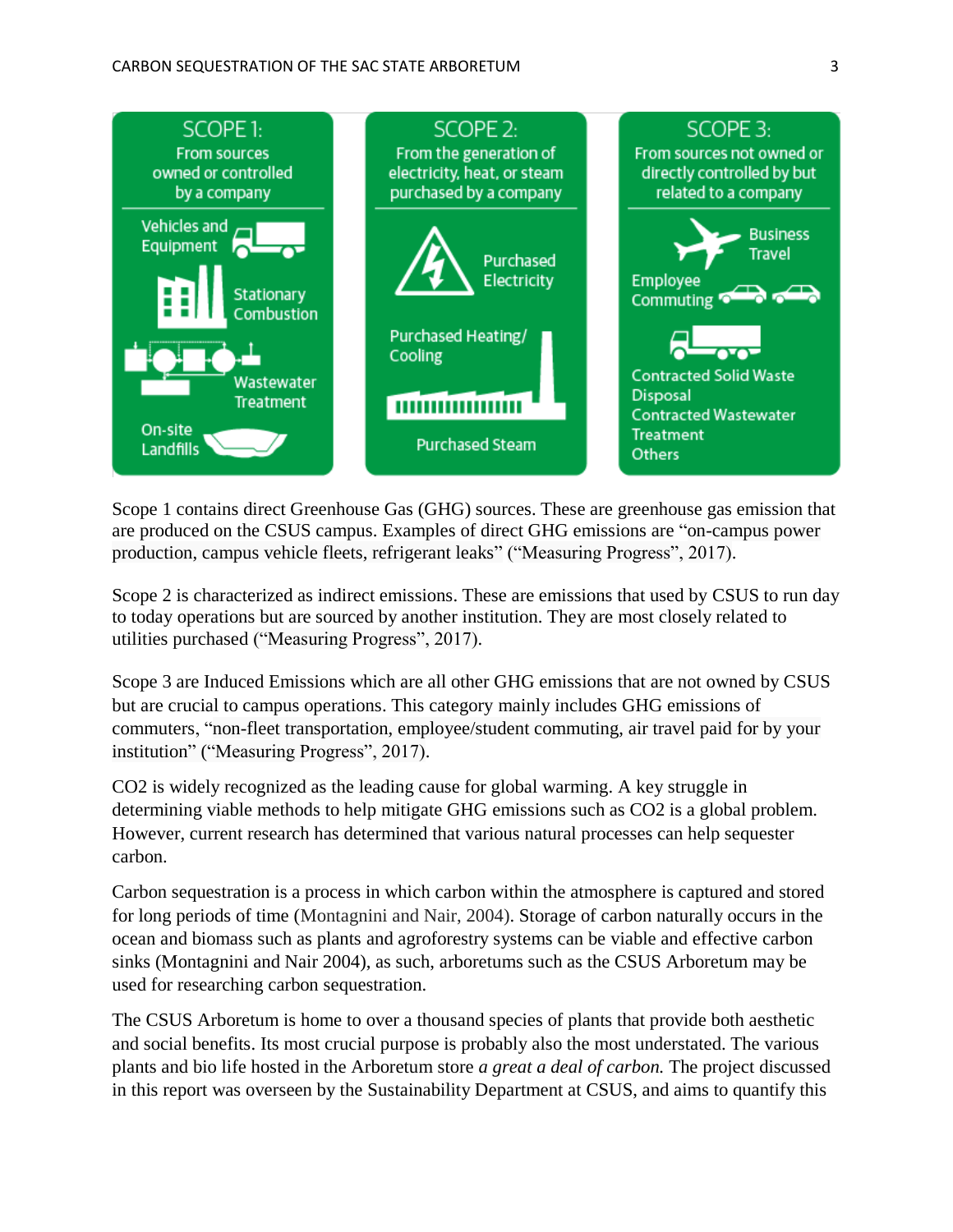**SCOPE 1:** From sources owned or controlled by a company

- Vehicles and Equipment
- Stationary Combustion
- Wastewater Treatment
- On-site Landfills

**SCOPE 2:** From the generation of electricity, heat, or steam purchased by a company

- Purchased Electricity
- Purchased Heating/ Cooling
- Purchased Steam

**SCOPE 3:** From sources not owned or directly controlled by but related to a company

- Business Travel
- Employee Commuting
- Contracted Solid Waste Disposal
- Contracted Wastewater Treatment
- Others

Scope 1 contains direct Greenhouse Gas (GHG) sources. These are greenhouse gas emission that are produced on the CSUS campus. Examples of direct GHG emissions are "on-campus power production, campus vehicle fleets, refrigerant leaks" ("Measuring Progress", 2017).

Scope 2 is characterized as indirect emissions. These are emissions that used by CSUS to run day to today operations but are sourced by another institution. They are most closely related to utilities purchased ("Measuring Progress", 2017).

Scope 3 are Induced Emissions which are all other GHG emissions that are not owned by CSUS but are crucial to campus operations. This category mainly includes GHG emissions of commuters, "non-fleet transportation, employee/student commuting, air travel paid for by your institution" ("Measuring Progress", 2017).

$CO_2$ is widely recognized as the leading cause for global warming. A key struggle in determining viable methods to help mitigate GHG emissions such as $CO_2$ is a global problem. However, current research has determined that various natural processes can help sequester carbon.

Carbon sequestration is a process in which carbon within the atmosphere is captured and stored for long periods of time (Montagnini and Nair, 2004). Storage of carbon naturally occurs in the ocean and biomass such as plants and agroforestry systems can be viable and effective carbon sinks (Montagnini and Nair 2004), as such, arboretums such as the CSUS Arboretum may be used for researching carbon sequestration.

The CSUS Arboretum is home to over a thousand species of plants that provide both aesthetic and social benefits. Its most crucial purpose is probably also the most understated. The various plants and bio life hosted in the Arboretum store *a great a deal of carbon.* The project discussed in this report was overseen by the Sustainability Department at CSUS, and aims to quantify this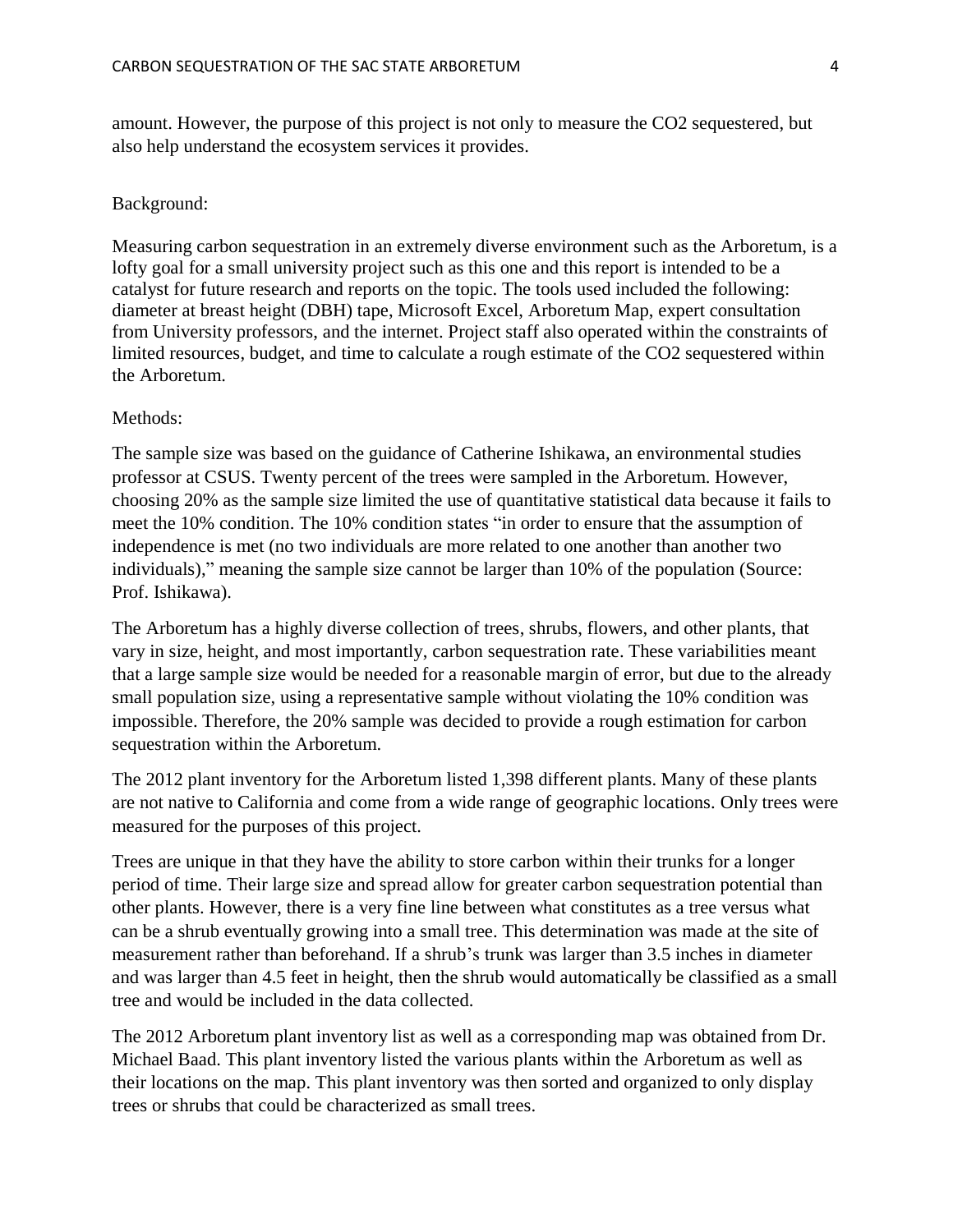amount. However, the purpose of this project is not only to measure the $CO_2$ sequestered, but also help understand the ecosystem services it provides.

Background:

Measuring carbon sequestration in an extremely diverse environment such as the Arboretum, is a lofty goal for a small university project such as this one and this report is intended to be a catalyst for future research and reports on the topic. The tools used included the following: diameter at breast height (DBH) tape, Microsoft Excel, Arboretum Map, expert consultation from University professors, and the internet. Project staff also operated within the constraints of limited resources, budget, and time to calculate a rough estimate of the $CO_2$ sequestered within the Arboretum.

Methods:

The sample size was based on the guidance of Catherine Ishikawa, an environmental studies professor at CSUS. Twenty percent of the trees were sampled in the Arboretum. However, choosing 20% as the sample size limited the use of quantitative statistical data because it fails to meet the 10% condition. The 10% condition states "in order to ensure that the assumption of independence is met (no two individuals are more related to one another than another two individuals)," meaning the sample size cannot be larger than 10% of the population (Source: Prof. Ishikawa).

The Arboretum has a highly diverse collection of trees, shrubs, flowers, and other plants, that vary in size, height, and most importantly, carbon sequestration rate. These variabilities meant that a large sample size would be needed for a reasonable margin of error, but due to the already small population size, using a representative sample without violating the 10% condition was impossible. Therefore, the 20% sample was decided to provide a rough estimation for carbon sequestration within the Arboretum.

The 2012 plant inventory for the Arboretum listed 1,398 different plants. Many of these plants are not native to California and come from a wide range of geographic locations. Only trees were measured for the purposes of this project.

Trees are unique in that they have the ability to store carbon within their trunks for a longer period of time. Their large size and spread allow for greater carbon sequestration potential than other plants. However, there is a very fine line between what constitutes as a tree versus what can be a shrub eventually growing into a small tree. This determination was made at the site of measurement rather than beforehand. If a shrub's trunk was larger than 3.5 inches in diameter and was larger than 4.5 feet in height, then the shrub would automatically be classified as a small tree and would be included in the data collected.

The 2012 Arboretum plant inventory list as well as a corresponding map was obtained from Dr. Michael Baad. This plant inventory listed the various plants within the Arboretum as well as their locations on the map. This plant inventory was then sorted and organized to only display trees or shrubs that could be characterized as small trees.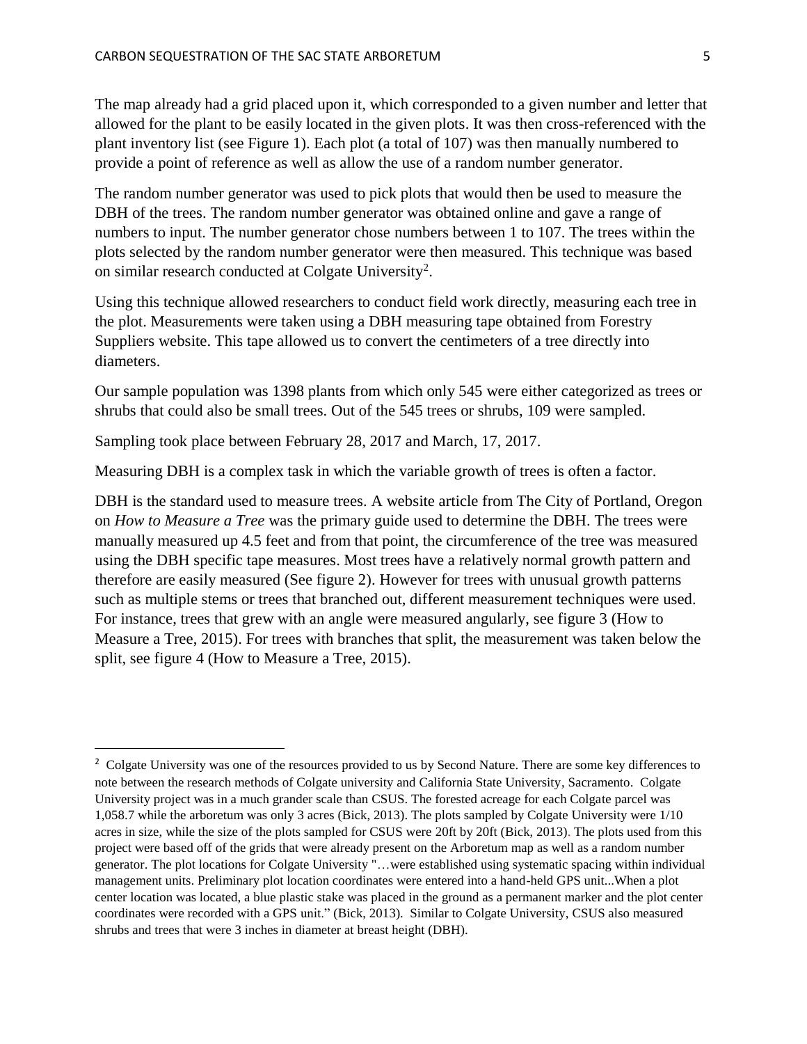The map already had a grid placed upon it, which corresponded to a given number and letter that allowed for the plant to be easily located in the given plots. It was then cross-referenced with the plant inventory list (see Figure 1). Each plot (a total of 107) was then manually numbered to provide a point of reference as well as allow the use of a random number generator.

The random number generator was used to pick plots that would then be used to measure the DBH of the trees. The random number generator was obtained online and gave a range of numbers to input. The number generator chose numbers between 1 to 107. The trees within the plots selected by the random number generator were then measured. This technique was based on similar research conducted at Colgate University[2].

Using this technique allowed researchers to conduct field work directly, measuring each tree in the plot. Measurements were taken using a DBH measuring tape obtained from Forestry Suppliers website. This tape allowed us to convert the centimeters of a tree directly into diameters.

Our sample population was 1398 plants from which only 545 were either categorized as trees or shrubs that could also be small trees. Out of the 545 trees or shrubs, 109 were sampled.

Sampling took place between February 28, 2017 and March, 17, 2017.

Measuring DBH is a complex task in which the variable growth of trees is often a factor.

DBH is the standard used to measure trees. A website article from The City of Portland, Oregon on *How to Measure a Tree* was the primary guide used to determine the DBH. The trees were manually measured up 4.5 feet and from that point, the circumference of the tree was measured using the DBH specific tape measures. Most trees have a relatively normal growth pattern and therefore are easily measured (See figure 2). However for trees with unusual growth patterns such as multiple stems or trees that branched out, different measurement techniques were used. For instance, trees that grew with an angle were measured angularly, see figure 3 (How to Measure a Tree, 2015). For trees with branches that split, the measurement was taken below the split, see figure 4 (How to Measure a Tree, 2015).

---

[2] Colgate University was one of the resources provided to us by Second Nature. There are some key differences to note between the research methods of Colgate university and California State University, Sacramento. Colgate University project was in a much grander scale than CSUS. The forested acreage for each Colgate parcel was 1,058.7 while the arboretum was only 3 acres (Bick, 2013). The plots sampled by Colgate University were 1/10 acres in size, while the size of the plots sampled for CSUS were 20ft by 20ft (Bick, 2013). The plots used from this project were based off of the grids that were already present on the Arboretum map as well as a random number generator. The plot locations for Colgate University "…were established using systematic spacing within individual management units. Preliminary plot location coordinates were entered into a hand-held GPS unit...When a plot center location was located, a blue plastic stake was placed in the ground as a permanent marker and the plot center coordinates were recorded with a GPS unit." (Bick, 2013). Similar to Colgate University, CSUS also measured shrubs and trees that were 3 inches in diameter at breast height (DBH).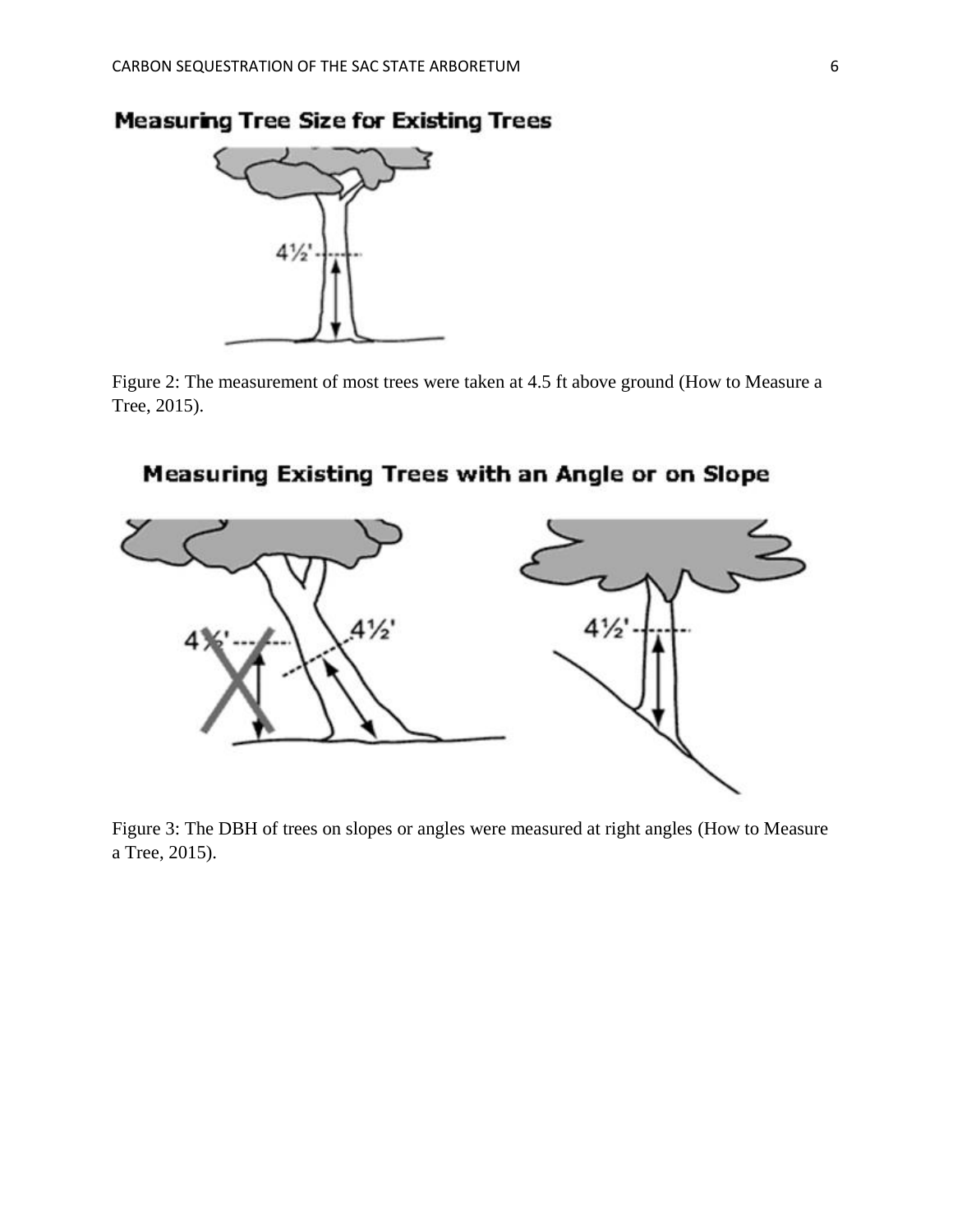Figure 2: The measurement of most trees were taken at 4.5 ft above ground (How to Measure a Tree, 2015).

Figure 3: The DBH of trees on slopes or angles were measured at right angles (How to Measure a Tree, 2015).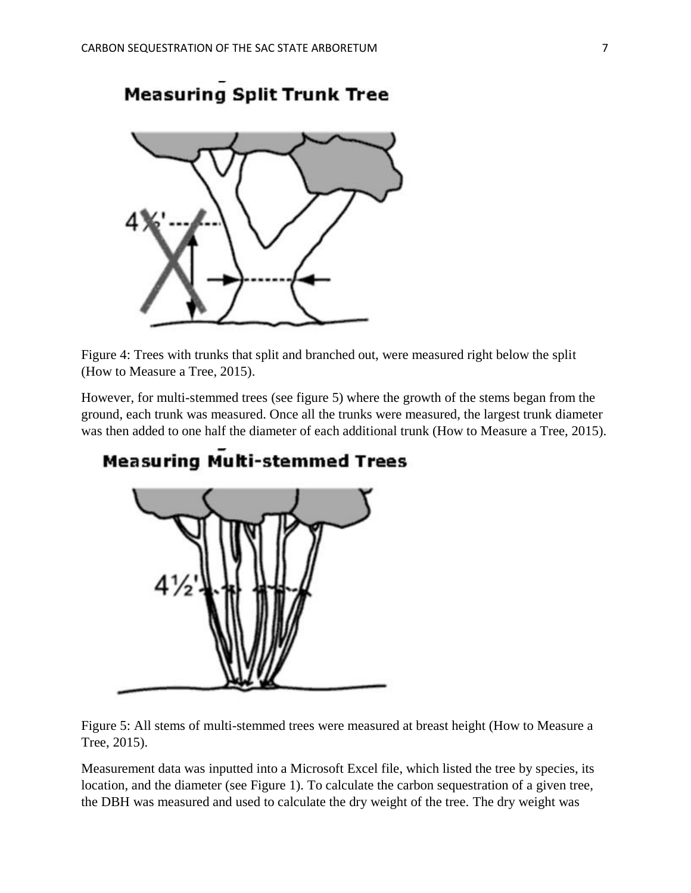Measuring Split Trunk Tree

Figure 4: Trees with trunks that split and branched out, were measured right below the split (How to Measure a Tree, 2015).

However, for multi-stemmed trees (see figure 5) where the growth of the stems began from the ground, each trunk was measured. Once all the trunks were measured, the largest trunk diameter was then added to one half the diameter of each additional trunk (How to Measure a Tree, 2015).

Measuring Multi-stemmed Trees

Figure 5: All stems of multi-stemmed trees were measured at breast height (How to Measure a Tree, 2015).

Measurement data was inputted into a Microsoft Excel file, which listed the tree by species, its location, and the diameter (see Figure 1). To calculate the carbon sequestration of a given tree, the DBH was measured and used to calculate the dry weight of the tree. The dry weight was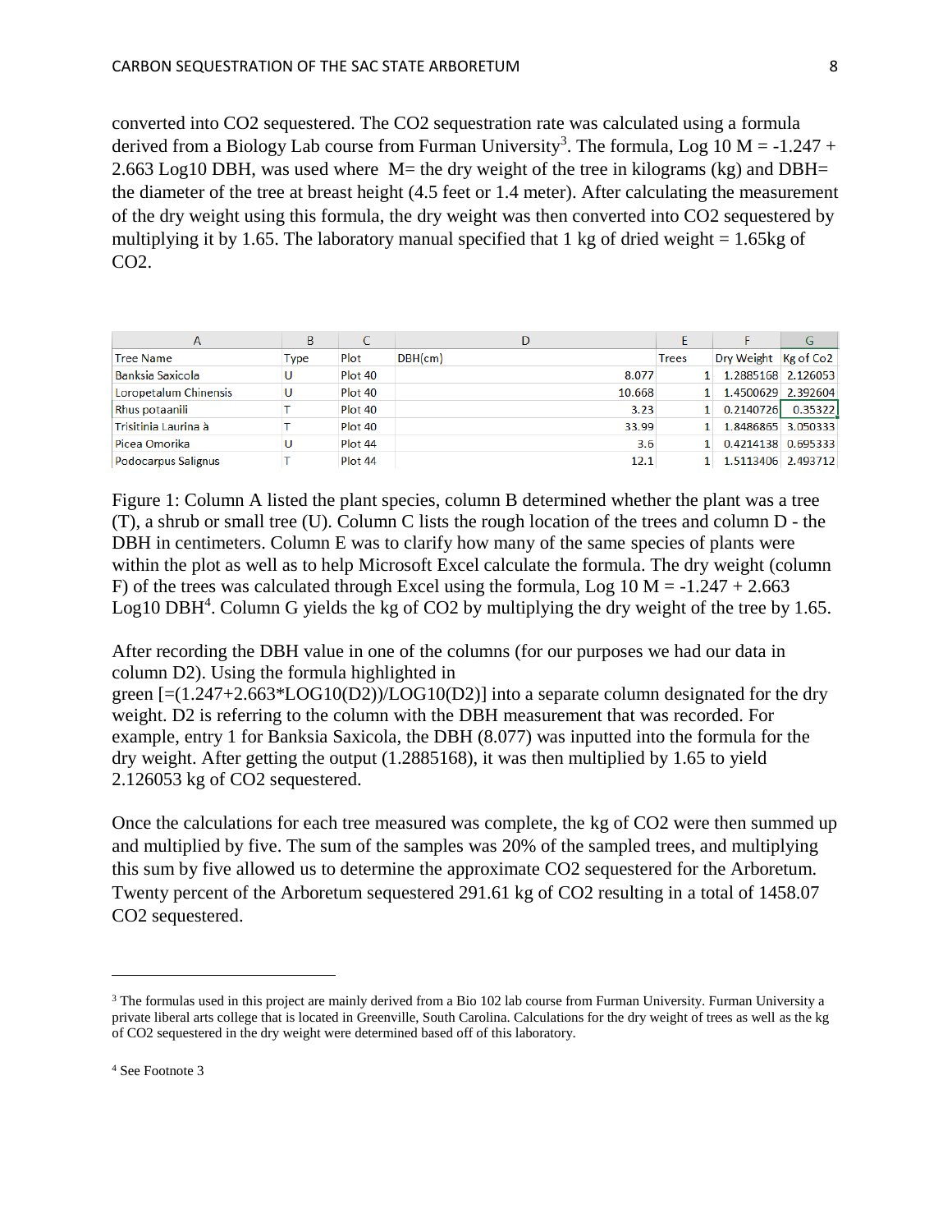converted into $CO_2$ sequestered. The $CO_2$ sequestration rate was calculated using a formula derived from a Biology Lab course from Furman University[3]. The formula, $\text{Log}_{10} M = -1.247 + 2.663 \text{ Log}_{10} DBH$, was used where M= the dry weight of the tree in kilograms (kg) and DBH= the diameter of the tree at breast height (4.5 feet or 1.4 meter). After calculating the measurement of the dry weight using this formula, the dry weight was then converted into $CO_2$ sequestered by multiplying it by 1.65. The laboratory manual specified that 1 kg of dried weight = 1.65kg of $CO_2$.

| A | B | C | D | E | F | G |
|---|---|---|---|---|---|---|
| Tree Name | Type | Plot | DBH(cm) | Trees | Dry Weight | Kg of Co2 |
| Banksia Saxicola | U | Plot 40 | 8.077 | 1 | 1.2885168 | 2.126053 |
| Loropetalum Chinensis | U | Plot 40 | 10.668 | 1 | 1.4500629 | 2.392604 |
| Rhus potaanili | T | Plot 40 | 3.23 | 1 | 0.2140726 | 0.35322 |
| Trisitinia Laurina à | T | Plot 40 | 33.99 | 1 | 1.8486865 | 3.050333 |
| Picea Omorika | U | Plot 44 | 3.6 | 1 | 0.4214138 | 0.695333 |
| Podocarpus Salignus | T | Plot 44 | 12.1 | 1 | 1.5113406 | 2.493712 |

Figure 1: Column A listed the plant species, column B determined whether the plant was a tree (T), a shrub or small tree (U). Column C lists the rough location of the trees and column D - the DBH in centimeters. Column E was to clarify how many of the same species of plants were within the plot as well as to help Microsoft Excel calculate the formula. The dry weight (column F) of the trees was calculated through Excel using the formula, $\text{Log}_{10} M = -1.247 + 2.663 \text{ Log}_{10} DBH$[4]. Column G yields the kg of $CO_2$ by multiplying the dry weight of the tree by 1.65.

After recording the DBH value in one of the columns (for our purposes we had our data in column D2). Using the formula highlighted in green [=(1.247+2.663*LOG10(D2))/LOG10(D2)] into a separate column designated for the dry weight. D2 is referring to the column with the DBH measurement that was recorded. For example, entry 1 for Banksia Saxicola, the DBH (8.077) was inputted into the formula for the dry weight. After getting the output (1.2885168), it was then multiplied by 1.65 to yield 2.126053 kg of $CO_2$ sequestered.

Once the calculations for each tree measured was complete, the kg of $CO_2$ were then summed up and multiplied by five. The sum of the samples was 20% of the sampled trees, and multiplying this sum by five allowed us to determine the approximate $CO_2$ sequestered for the Arboretum. Twenty percent of the Arboretum sequestered 291.61 kg of $CO_2$ resulting in a total of 1458.07 $CO_2$ sequestered.

---

[3] The formulas used in this project are mainly derived from a Bio 102 lab course from Furman University. Furman University a private liberal arts college that is located in Greenville, South Carolina. Calculations for the dry weight of trees as well as the kg of $CO_2$ sequestered in the dry weight were determined based off of this laboratory.

[4] See Footnote 3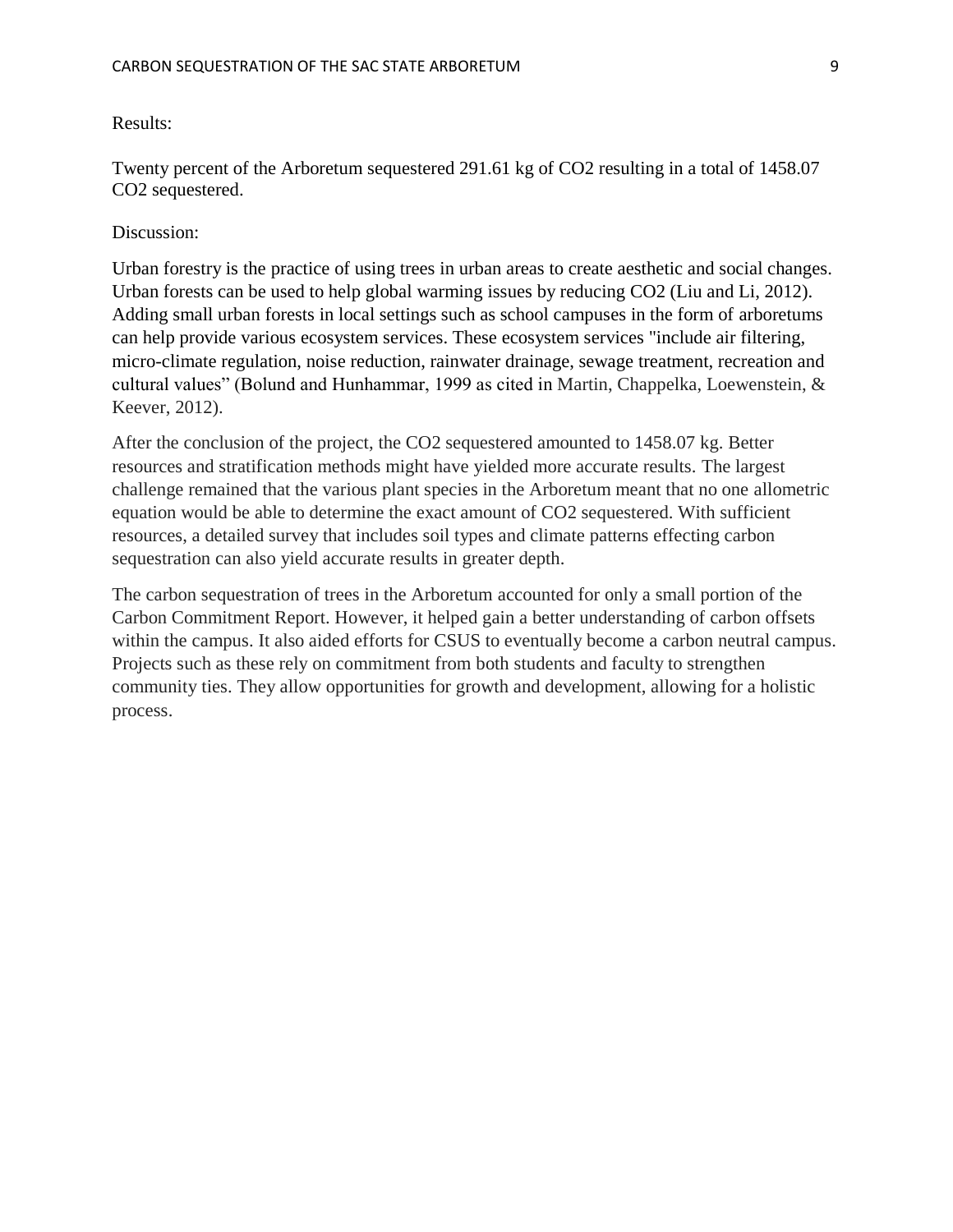Results:

Twenty percent of the Arboretum sequestered 291.61 kg of $CO_2$ resulting in a total of 1458.07 $CO_2$ sequestered.

Discussion:

Urban forestry is the practice of using trees in urban areas to create aesthetic and social changes. Urban forests can be used to help global warming issues by reducing $CO_2$ (Liu and Li, 2012). Adding small urban forests in local settings such as school campuses in the form of arboretums can help provide various ecosystem services. These ecosystem services "include air filtering, micro-climate regulation, noise reduction, rainwater drainage, sewage treatment, recreation and cultural values" (Bolund and Hunhammar, 1999 as cited in Martin, Chappelka, Loewenstein, & Keever, 2012).

After the conclusion of the project, the $CO_2$ sequestered amounted to 1458.07 kg. Better resources and stratification methods might have yielded more accurate results. The largest challenge remained that the various plant species in the Arboretum meant that no one allometric equation would be able to determine the exact amount of $CO_2$ sequestered. With sufficient resources, a detailed survey that includes soil types and climate patterns effecting carbon sequestration can also yield accurate results in greater depth.

The carbon sequestration of trees in the Arboretum accounted for only a small portion of the Carbon Commitment Report. However, it helped gain a better understanding of carbon offsets within the campus. It also aided efforts for CSUS to eventually become a carbon neutral campus. Projects such as these rely on commitment from both students and faculty to strengthen community ties. They allow opportunities for growth and development, allowing for a holistic process.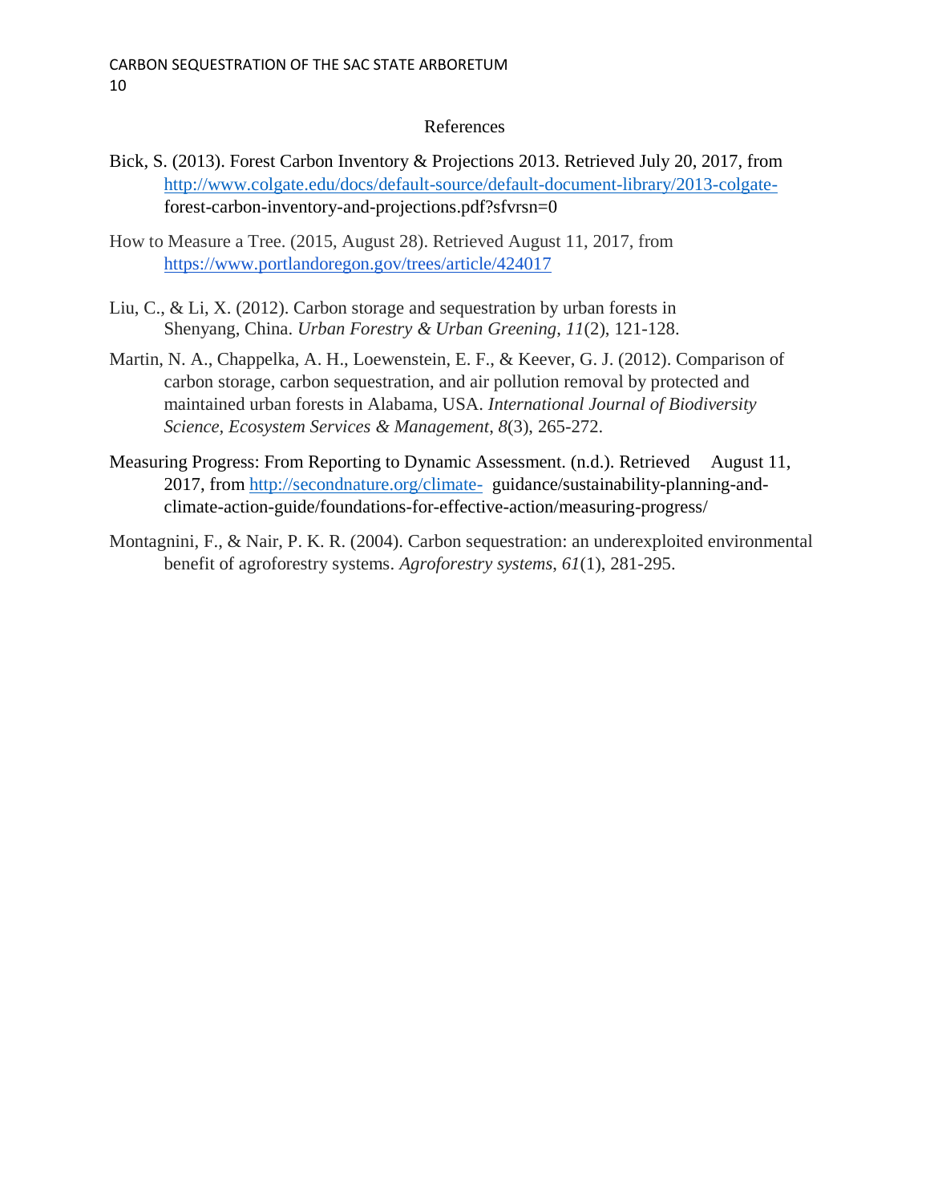# References

Bick, S. (2013). Forest Carbon Inventory & Projections 2013. Retrieved July 20, 2017, from http://www.colgate.edu/docs/default-source/default-document-library/2013-colgate-forest-carbon-inventory-and-projections.pdf?sfvrsn=0

How to Measure a Tree. (2015, August 28). Retrieved August 11, 2017, from https://www.portlandoregon.gov/trees/article/424017

Liu, C., & Li, X. (2012). Carbon storage and sequestration by urban forests in Shenyang, China. *Urban Forestry & Urban Greening*, *11*(2), 121-128.

Martin, N. A., Chappelka, A. H., Loewenstein, E. F., & Keever, G. J. (2012). Comparison of carbon storage, carbon sequestration, and air pollution removal by protected and maintained urban forests in Alabama, USA. *International Journal of Biodiversity Science, Ecosystem Services & Management*, *8*(3), 265-272.

Measuring Progress: From Reporting to Dynamic Assessment. (n.d.). Retrieved August 11, 2017, from http://secondnature.org/climate- guidance/sustainability-planning-and-climate-action-guide/foundations-for-effective-action/measuring-progress/

Montagnini, F., & Nair, P. K. R. (2004). Carbon sequestration: an underexploited environmental benefit of agroforestry systems. *Agroforestry systems*, *61*(1), 281-295.